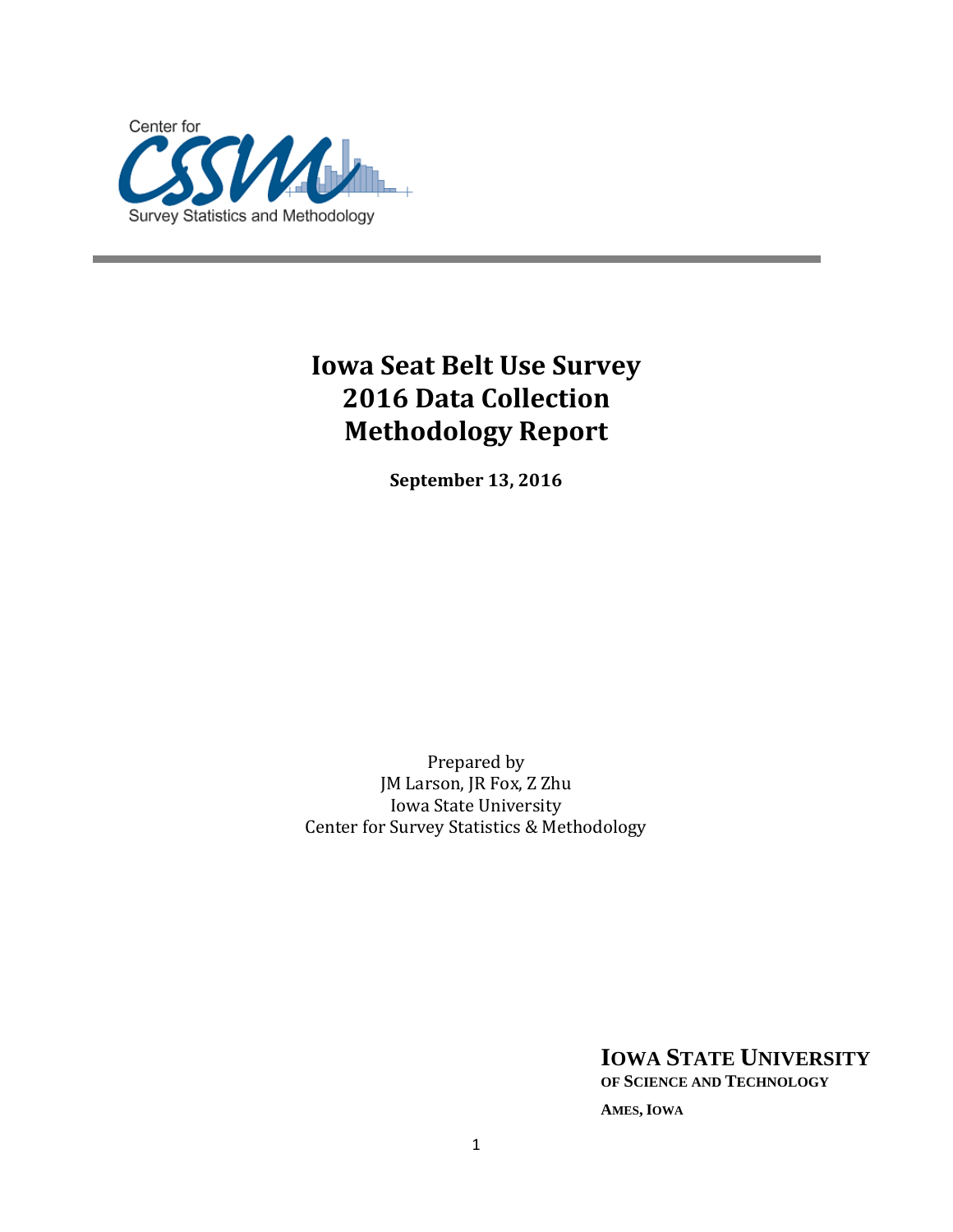Center for CSSM Survey Statistics and Methodology

# Iowa Seat Belt Use Survey
# 2016 Data Collection
# Methodology Report

**September 13, 2016**

Prepared by
JM Larson, JR Fox, Z Zhu
Iowa State University
Center for Survey Statistics & Methodology

**IOWA STATE UNIVERSITY**
**OF SCIENCE AND TECHNOLOGY**

**AMES, IOWA**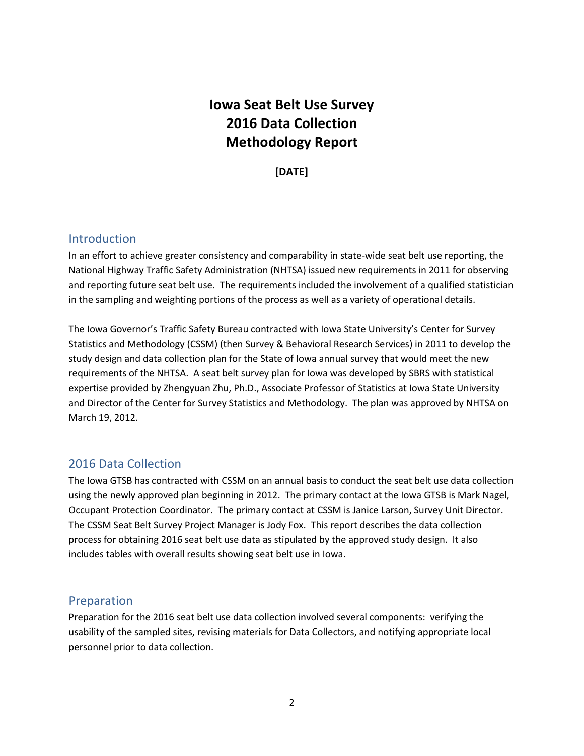# Iowa Seat Belt Use Survey
# 2016 Data Collection
# Methodology Report

**[DATE]**

## Introduction

In an effort to achieve greater consistency and comparability in state-wide seat belt use reporting, the National Highway Traffic Safety Administration (NHTSA) issued new requirements in 2011 for observing and reporting future seat belt use. The requirements included the involvement of a qualified statistician in the sampling and weighting portions of the process as well as a variety of operational details.

The Iowa Governor's Traffic Safety Bureau contracted with Iowa State University's Center for Survey Statistics and Methodology (CSSM) (then Survey & Behavioral Research Services) in 2011 to develop the study design and data collection plan for the State of Iowa annual survey that would meet the new requirements of the NHTSA. A seat belt survey plan for Iowa was developed by SBRS with statistical expertise provided by Zhengyuan Zhu, Ph.D., Associate Professor of Statistics at Iowa State University and Director of the Center for Survey Statistics and Methodology. The plan was approved by NHTSA on March 19, 2012.

## 2016 Data Collection

The Iowa GTSB has contracted with CSSM on an annual basis to conduct the seat belt use data collection using the newly approved plan beginning in 2012. The primary contact at the Iowa GTSB is Mark Nagel, Occupant Protection Coordinator. The primary contact at CSSM is Janice Larson, Survey Unit Director. The CSSM Seat Belt Survey Project Manager is Jody Fox. This report describes the data collection process for obtaining 2016 seat belt use data as stipulated by the approved study design. It also includes tables with overall results showing seat belt use in Iowa.

## Preparation

Preparation for the 2016 seat belt use data collection involved several components: verifying the usability of the sampled sites, revising materials for Data Collectors, and notifying appropriate local personnel prior to data collection.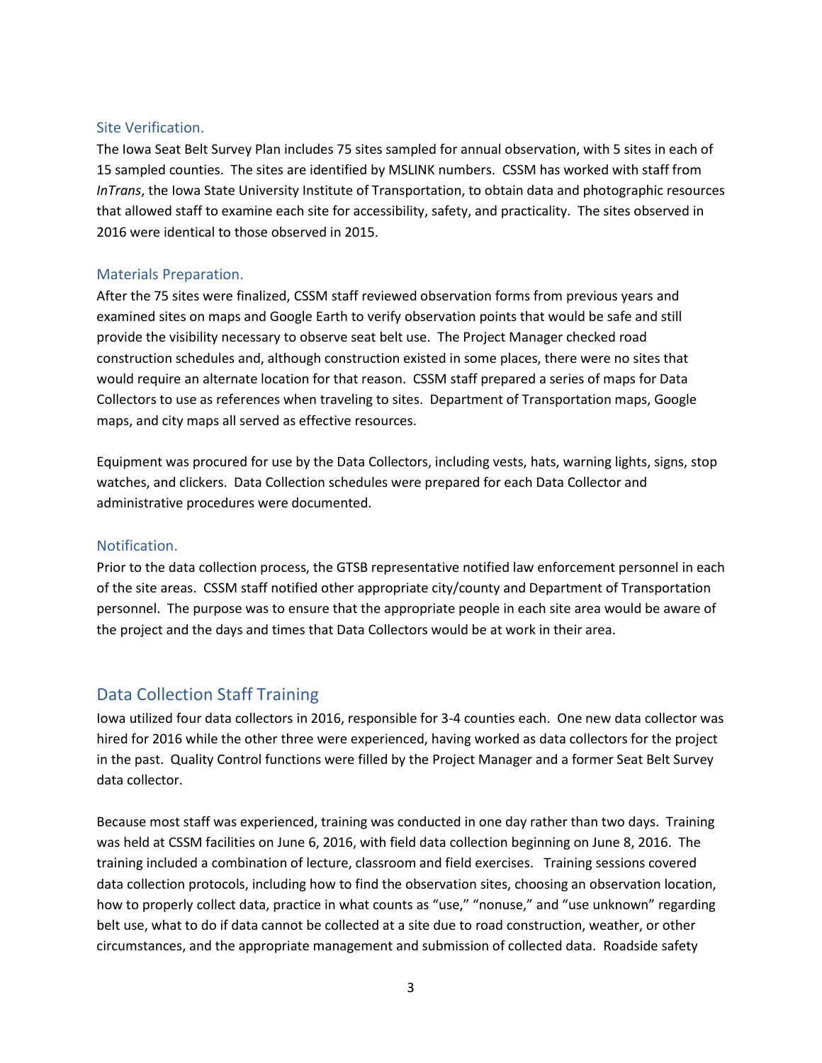### Site Verification.

The Iowa Seat Belt Survey Plan includes 75 sites sampled for annual observation, with 5 sites in each of 15 sampled counties. The sites are identified by MSLINK numbers. CSSM has worked with staff from *InTrans*, the Iowa State University Institute of Transportation, to obtain data and photographic resources that allowed staff to examine each site for accessibility, safety, and practicality. The sites observed in 2016 were identical to those observed in 2015.

### Materials Preparation.

After the 75 sites were finalized, CSSM staff reviewed observation forms from previous years and examined sites on maps and Google Earth to verify observation points that would be safe and still provide the visibility necessary to observe seat belt use. The Project Manager checked road construction schedules and, although construction existed in some places, there were no sites that would require an alternate location for that reason. CSSM staff prepared a series of maps for Data Collectors to use as references when traveling to sites. Department of Transportation maps, Google maps, and city maps all served as effective resources.

Equipment was procured for use by the Data Collectors, including vests, hats, warning lights, signs, stop watches, and clickers. Data Collection schedules were prepared for each Data Collector and administrative procedures were documented.

### Notification.

Prior to the data collection process, the GTSB representative notified law enforcement personnel in each of the site areas. CSSM staff notified other appropriate city/county and Department of Transportation personnel. The purpose was to ensure that the appropriate people in each site area would be aware of the project and the days and times that Data Collectors would be at work in their area.

## Data Collection Staff Training

Iowa utilized four data collectors in 2016, responsible for 3-4 counties each. One new data collector was hired for 2016 while the other three were experienced, having worked as data collectors for the project in the past. Quality Control functions were filled by the Project Manager and a former Seat Belt Survey data collector.

Because most staff was experienced, training was conducted in one day rather than two days. Training was held at CSSM facilities on June 6, 2016, with field data collection beginning on June 8, 2016. The training included a combination of lecture, classroom and field exercises. Training sessions covered data collection protocols, including how to find the observation sites, choosing an observation location, how to properly collect data, practice in what counts as "use," "nonuse," and "use unknown" regarding belt use, what to do if data cannot be collected at a site due to road construction, weather, or other circumstances, and the appropriate management and submission of collected data. Roadside safety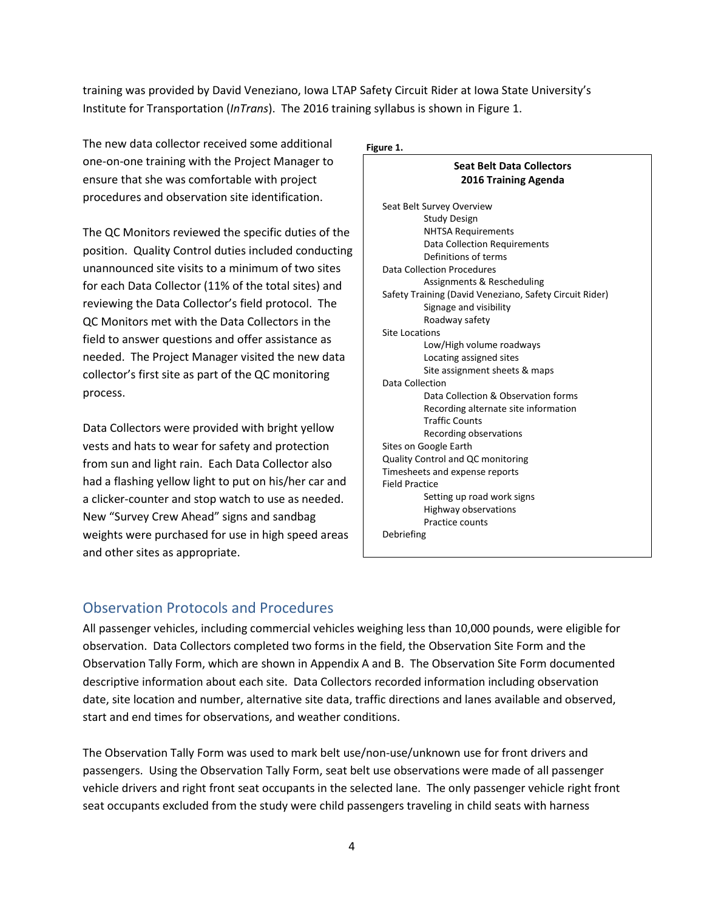training was provided by David Veneziano, Iowa LTAP Safety Circuit Rider at Iowa State University's Institute for Transportation (*InTrans*). The 2016 training syllabus is shown in Figure 1.

The new data collector received some additional one-on-one training with the Project Manager to ensure that she was comfortable with project procedures and observation site identification.

The QC Monitors reviewed the specific duties of the position. Quality Control duties included conducting unannounced site visits to a minimum of two sites for each Data Collector (11% of the total sites) and reviewing the Data Collector's field protocol. The QC Monitors met with the Data Collectors in the field to answer questions and offer assistance as needed. The Project Manager visited the new data collector's first site as part of the QC monitoring process.

Data Collectors were provided with bright yellow vests and hats to wear for safety and protection from sun and light rain. Each Data Collector also had a flashing yellow light to put on his/her car and a clicker-counter and stop watch to use as needed. New "Survey Crew Ahead" signs and sandbag weights were purchased for use in high speed areas and other sites as appropriate.

**Figure 1.**

**Seat Belt Data Collectors**
**2016 Training Agenda**

- Seat Belt Survey Overview
  - Study Design
  - NHTSA Requirements
  - Data Collection Requirements
  - Definitions of terms
- Data Collection Procedures
  - Assignments & Rescheduling
- Safety Training (David Veneziano, Safety Circuit Rider)
  - Signage and visibility
  - Roadway safety
- Site Locations
  - Low/High volume roadways
  - Locating assigned sites
  - Site assignment sheets & maps
- Data Collection
  - Data Collection & Observation forms
  - Recording alternate site information
  - Traffic Counts
  - Recording observations
- Sites on Google Earth
- Quality Control and QC monitoring
- Timesheets and expense reports
- Field Practice
  - Setting up road work signs
  - Highway observations
  - Practice counts
- Debriefing

## Observation Protocols and Procedures

All passenger vehicles, including commercial vehicles weighing less than 10,000 pounds, were eligible for observation. Data Collectors completed two forms in the field, the Observation Site Form and the Observation Tally Form, which are shown in Appendix A and B. The Observation Site Form documented descriptive information about each site. Data Collectors recorded information including observation date, site location and number, alternative site data, traffic directions and lanes available and observed, start and end times for observations, and weather conditions.

The Observation Tally Form was used to mark belt use/non-use/unknown use for front drivers and passengers. Using the Observation Tally Form, seat belt use observations were made of all passenger vehicle drivers and right front seat occupants in the selected lane. The only passenger vehicle right front seat occupants excluded from the study were child passengers traveling in child seats with harness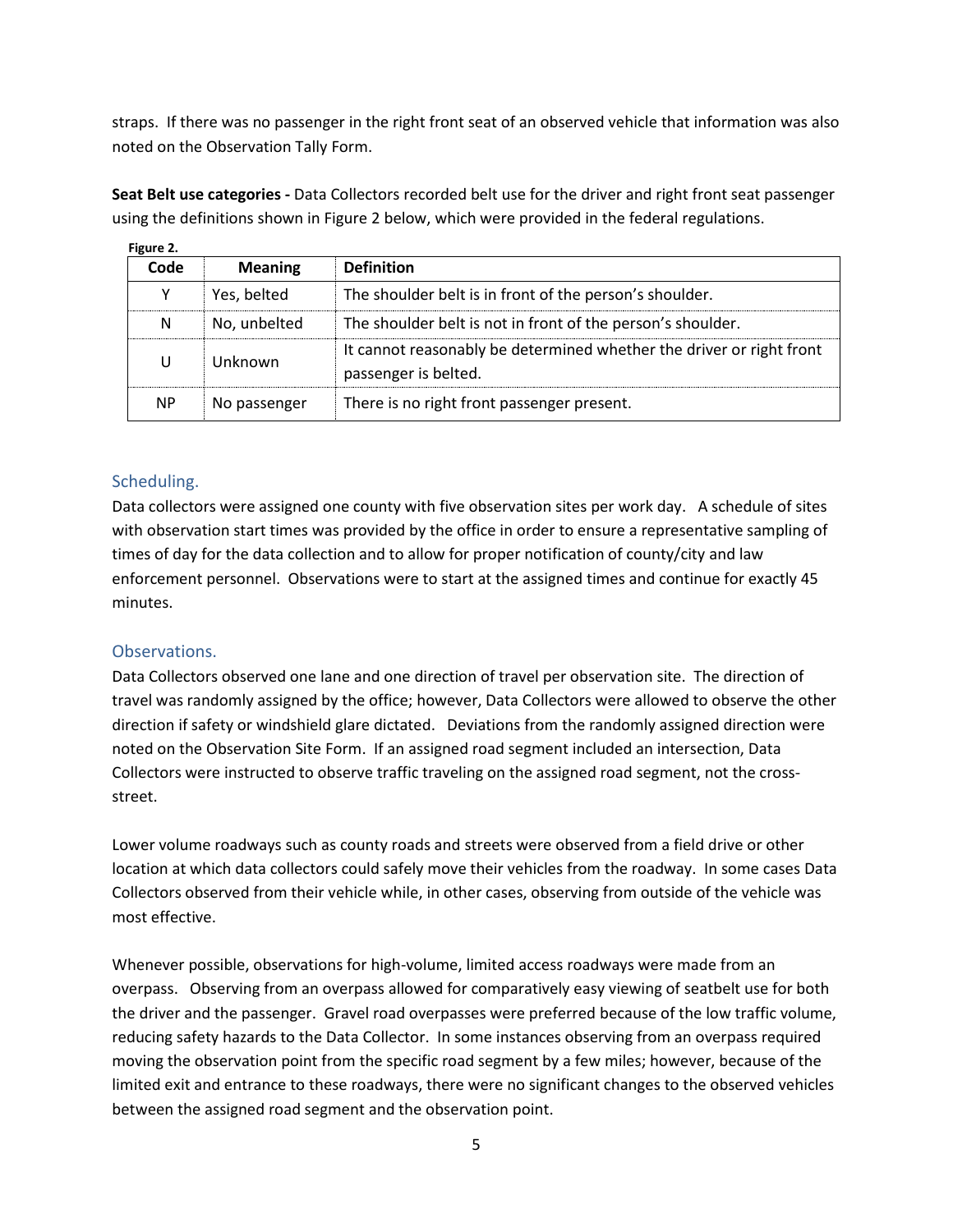straps. If there was no passenger in the right front seat of an observed vehicle that information was also noted on the Observation Tally Form.

**Seat Belt use categories -** Data Collectors recorded belt use for the driver and right front seat passenger using the definitions shown in Figure 2 below, which were provided in the federal regulations.

**Figure 2.**

| Code | Meaning | Definition |
|---|---|---|
| Y | Yes, belted | The shoulder belt is in front of the person's shoulder. |
| N | No, unbelted | The shoulder belt is not in front of the person's shoulder. |
| U | Unknown | It cannot reasonably be determined whether the driver or right front passenger is belted. |
| NP | No passenger | There is no right front passenger present. |

## Scheduling.

Data collectors were assigned one county with five observation sites per work day. A schedule of sites with observation start times was provided by the office in order to ensure a representative sampling of times of day for the data collection and to allow for proper notification of county/city and law enforcement personnel. Observations were to start at the assigned times and continue for exactly 45 minutes.

## Observations.

Data Collectors observed one lane and one direction of travel per observation site. The direction of travel was randomly assigned by the office; however, Data Collectors were allowed to observe the other direction if safety or windshield glare dictated. Deviations from the randomly assigned direction were noted on the Observation Site Form. If an assigned road segment included an intersection, Data Collectors were instructed to observe traffic traveling on the assigned road segment, not the cross-street.

Lower volume roadways such as county roads and streets were observed from a field drive or other location at which data collectors could safely move their vehicles from the roadway. In some cases Data Collectors observed from their vehicle while, in other cases, observing from outside of the vehicle was most effective.

Whenever possible, observations for high-volume, limited access roadways were made from an overpass. Observing from an overpass allowed for comparatively easy viewing of seatbelt use for both the driver and the passenger. Gravel road overpasses were preferred because of the low traffic volume, reducing safety hazards to the Data Collector. In some instances observing from an overpass required moving the observation point from the specific road segment by a few miles; however, because of the limited exit and entrance to these roadways, there were no significant changes to the observed vehicles between the assigned road segment and the observation point.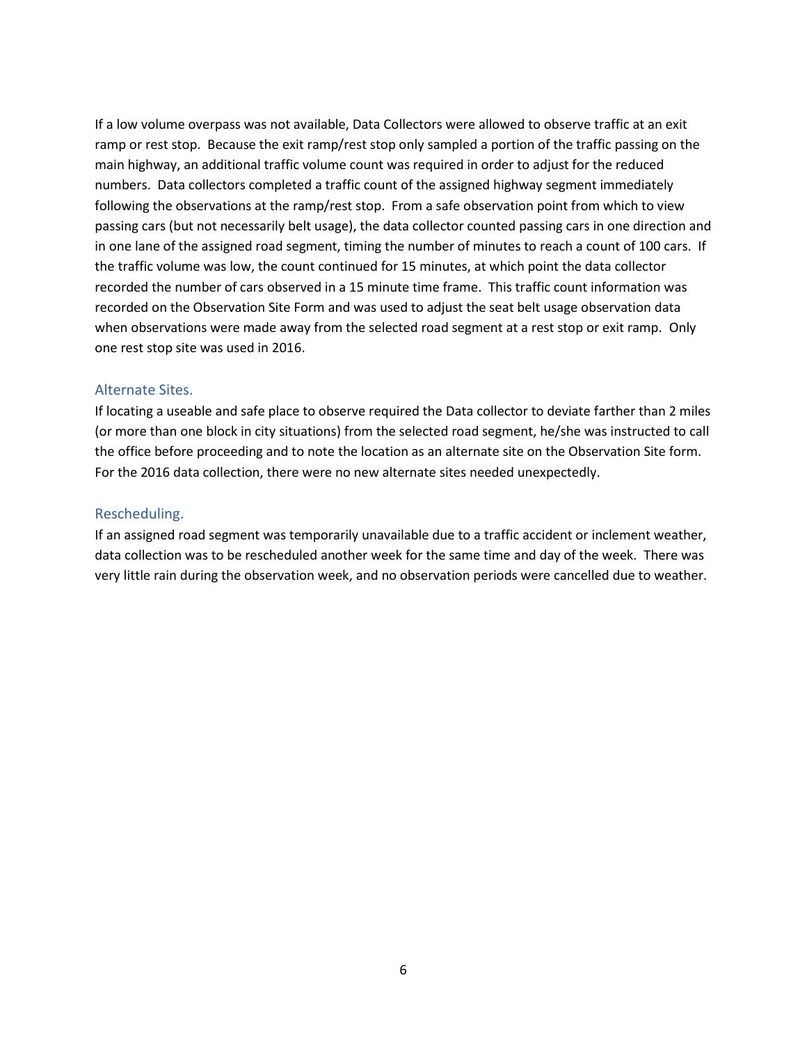If a low volume overpass was not available, Data Collectors were allowed to observe traffic at an exit ramp or rest stop. Because the exit ramp/rest stop only sampled a portion of the traffic passing on the main highway, an additional traffic volume count was required in order to adjust for the reduced numbers. Data collectors completed a traffic count of the assigned highway segment immediately following the observations at the ramp/rest stop. From a safe observation point from which to view passing cars (but not necessarily belt usage), the data collector counted passing cars in one direction and in one lane of the assigned road segment, timing the number of minutes to reach a count of 100 cars. If the traffic volume was low, the count continued for 15 minutes, at which point the data collector recorded the number of cars observed in a 15 minute time frame. This traffic count information was recorded on the Observation Site Form and was used to adjust the seat belt usage observation data when observations were made away from the selected road segment at a rest stop or exit ramp. Only one rest stop site was used in 2016.

### Alternate Sites.

If locating a useable and safe place to observe required the Data collector to deviate farther than 2 miles (or more than one block in city situations) from the selected road segment, he/she was instructed to call the office before proceeding and to note the location as an alternate site on the Observation Site form. For the 2016 data collection, there were no new alternate sites needed unexpectedly.

### Rescheduling.

If an assigned road segment was temporarily unavailable due to a traffic accident or inclement weather, data collection was to be rescheduled another week for the same time and day of the week. There was very little rain during the observation week, and no observation periods were cancelled due to weather.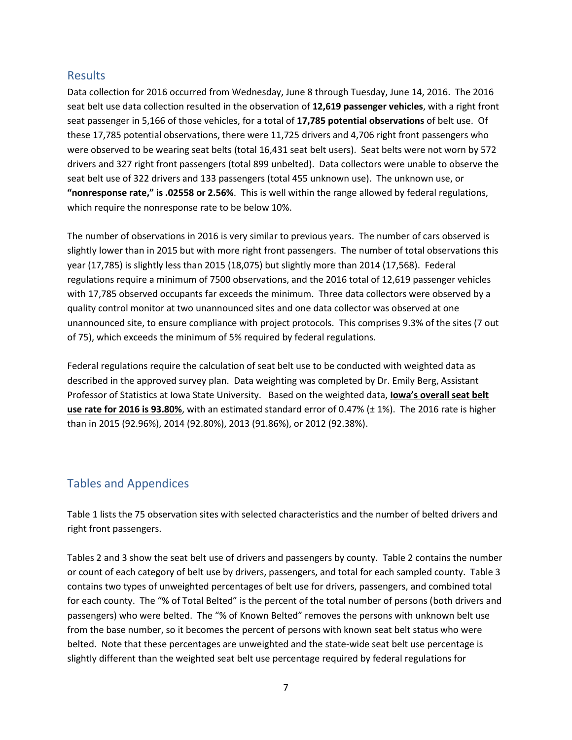## Results

Data collection for 2016 occurred from Wednesday, June 8 through Tuesday, June 14, 2016. The 2016 seat belt use data collection resulted in the observation of **12,619 passenger vehicles**, with a right front seat passenger in 5,166 of those vehicles, for a total of **17,785 potential observations** of belt use. Of these 17,785 potential observations, there were 11,725 drivers and 4,706 right front passengers who were observed to be wearing seat belts (total 16,431 seat belt users). Seat belts were not worn by 572 drivers and 327 right front passengers (total 899 unbelted). Data collectors were unable to observe the seat belt use of 322 drivers and 133 passengers (total 455 unknown use). The unknown use, or **"nonresponse rate," is .02558 or 2.56%**. This is well within the range allowed by federal regulations, which require the nonresponse rate to be below 10%.

The number of observations in 2016 is very similar to previous years. The number of cars observed is slightly lower than in 2015 but with more right front passengers. The number of total observations this year (17,785) is slightly less than 2015 (18,075) but slightly more than 2014 (17,568). Federal regulations require a minimum of 7500 observations, and the 2016 total of 12,619 passenger vehicles with 17,785 observed occupants far exceeds the minimum. Three data collectors were observed by a quality control monitor at two unannounced sites and one data collector was observed at one unannounced site, to ensure compliance with project protocols. This comprises 9.3% of the sites (7 out of 75), which exceeds the minimum of 5% required by federal regulations.

Federal regulations require the calculation of seat belt use to be conducted with weighted data as described in the approved survey plan. Data weighting was completed by Dr. Emily Berg, Assistant Professor of Statistics at Iowa State University. Based on the weighted data, **<u>Iowa's overall seat belt use rate for 2016 is 93.80%</u>**, with an estimated standard error of 0.47% (± 1%). The 2016 rate is higher than in 2015 (92.96%), 2014 (92.80%), 2013 (91.86%), or 2012 (92.38%).

## Tables and Appendices

Table 1 lists the 75 observation sites with selected characteristics and the number of belted drivers and right front passengers.

Tables 2 and 3 show the seat belt use of drivers and passengers by county. Table 2 contains the number or count of each category of belt use by drivers, passengers, and total for each sampled county. Table 3 contains two types of unweighted percentages of belt use for drivers, passengers, and combined total for each county. The "% of Total Belted" is the percent of the total number of persons (both drivers and passengers) who were belted. The "% of Known Belted" removes the persons with unknown belt use from the base number, so it becomes the percent of persons with known seat belt status who were belted. Note that these percentages are unweighted and the state-wide seat belt use percentage is slightly different than the weighted seat belt use percentage required by federal regulations for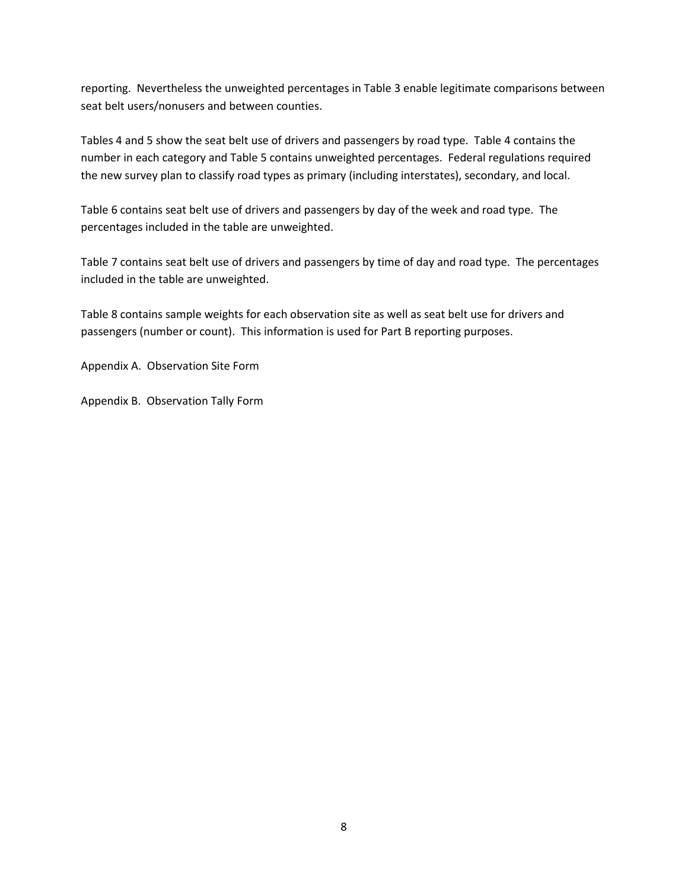reporting. Nevertheless the unweighted percentages in Table 3 enable legitimate comparisons between seat belt users/nonusers and between counties.

Tables 4 and 5 show the seat belt use of drivers and passengers by road type. Table 4 contains the number in each category and Table 5 contains unweighted percentages. Federal regulations required the new survey plan to classify road types as primary (including interstates), secondary, and local.

Table 6 contains seat belt use of drivers and passengers by day of the week and road type. The percentages included in the table are unweighted.

Table 7 contains seat belt use of drivers and passengers by time of day and road type. The percentages included in the table are unweighted.

Table 8 contains sample weights for each observation site as well as seat belt use for drivers and passengers (number or count). This information is used for Part B reporting purposes.

Appendix A. Observation Site Form

Appendix B. Observation Tally Form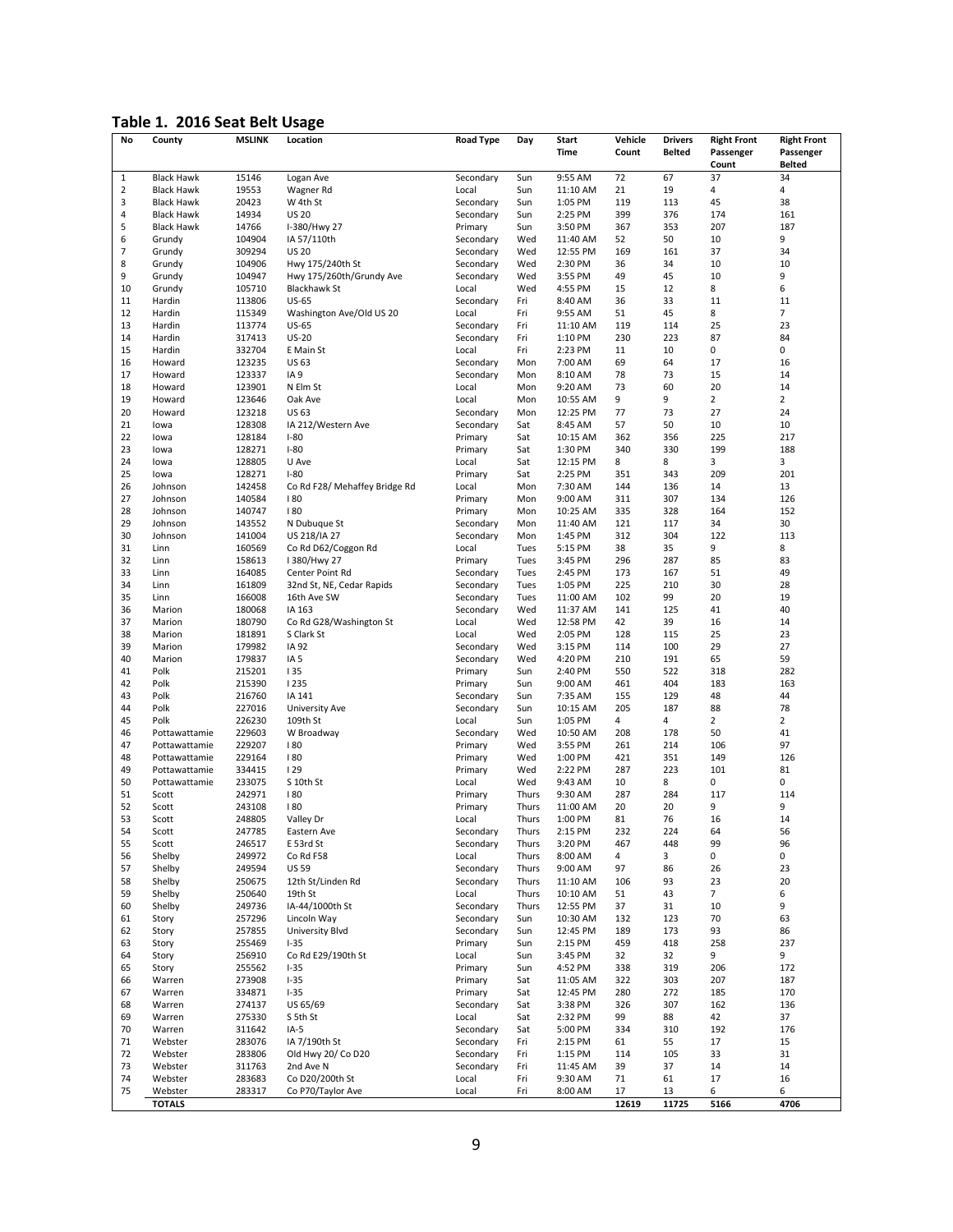**Table 1. 2016 Seat Belt Usage**

| No | County | MSLINK | Location | Road Type | Day | Start Time | Vehicle Count | Drivers Belted | Right Front Passenger Count | Right Front Passenger Belted |
|---|---|---|---|---|---|---|---|---|---|---|
| 1 | Black Hawk | 15146 | Logan Ave | Secondary | Sun | 9:55 AM | 72 | 67 | 37 | 34 |
| 2 | Black Hawk | 19553 | Wagner Rd | Local | Sun | 11:10 AM | 21 | 19 | 4 | 4 |
| 3 | Black Hawk | 20423 | W 4th St | Secondary | Sun | 1:05 PM | 119 | 113 | 45 | 38 |
| 4 | Black Hawk | 14934 | US 20 | Secondary | Sun | 2:25 PM | 399 | 376 | 174 | 161 |
| 5 | Black Hawk | 14766 | I-380/Hwy 27 | Primary | Sun | 3:50 PM | 367 | 353 | 207 | 187 |
| 6 | Grundy | 104904 | IA 57/110th | Secondary | Wed | 11:40 AM | 52 | 50 | 10 | 9 |
| 7 | Grundy | 309294 | US 20 | Secondary | Wed | 12:55 PM | 169 | 161 | 37 | 34 |
| 8 | Grundy | 104906 | Hwy 175/240th St | Secondary | Wed | 2:30 PM | 36 | 34 | 10 | 10 |
| 9 | Grundy | 104947 | Hwy 175/260th/Grundy Ave | Secondary | Wed | 3:55 PM | 49 | 45 | 10 | 9 |
| 10 | Grundy | 105710 | Blackhawk St | Local | Wed | 4:55 PM | 15 | 12 | 8 | 6 |
| 11 | Hardin | 113806 | US-65 | Secondary | Fri | 8:40 AM | 36 | 33 | 11 | 11 |
| 12 | Hardin | 115349 | Washington Ave/Old US 20 | Local | Fri | 9:55 AM | 51 | 45 | 8 | 7 |
| 13 | Hardin | 113774 | US-65 | Secondary | Fri | 11:10 AM | 119 | 114 | 25 | 23 |
| 14 | Hardin | 317413 | US-20 | Secondary | Fri | 1:10 PM | 230 | 223 | 87 | 84 |
| 15 | Hardin | 332704 | E Main St | Local | Fri | 2:23 PM | 11 | 10 | 0 | 0 |
| 16 | Howard | 123235 | US 63 | Secondary | Mon | 7:00 AM | 69 | 64 | 17 | 16 |
| 17 | Howard | 123337 | IA 9 | Secondary | Mon | 8:10 AM | 78 | 73 | 15 | 14 |
| 18 | Howard | 123901 | N Elm St | Local | Mon | 9:20 AM | 73 | 60 | 20 | 14 |
| 19 | Howard | 123646 | Oak Ave | Local | Mon | 10:55 AM | 9 | 9 | 2 | 2 |
| 20 | Howard | 123218 | US 63 | Secondary | Mon | 12:25 PM | 77 | 73 | 27 | 24 |
| 21 | Iowa | 128308 | IA 212/Western Ave | Secondary | Sat | 8:45 AM | 57 | 50 | 10 | 10 |
| 22 | Iowa | 128184 | I-80 | Primary | Sat | 10:15 AM | 362 | 356 | 225 | 217 |
| 23 | Iowa | 128271 | I-80 | Primary | Sat | 1:30 PM | 340 | 330 | 199 | 188 |
| 24 | Iowa | 128805 | U Ave | Local | Sat | 12:15 PM | 8 | 8 | 3 | 3 |
| 25 | Iowa | 128271 | I-80 | Primary | Sat | 2:25 PM | 351 | 343 | 209 | 201 |
| 26 | Johnson | 142458 | Co Rd F28/ Mehaffey Bridge Rd | Local | Mon | 7:30 AM | 144 | 136 | 14 | 13 |
| 27 | Johnson | 140584 | I 80 | Primary | Mon | 9:00 AM | 311 | 307 | 134 | 126 |
| 28 | Johnson | 140747 | I 80 | Primary | Mon | 10:25 AM | 335 | 328 | 164 | 152 |
| 29 | Johnson | 143552 | N Dubuque St | Secondary | Mon | 11:40 AM | 121 | 117 | 34 | 30 |
| 30 | Johnson | 141004 | US 218/IA 27 | Secondary | Mon | 1:45 PM | 312 | 304 | 122 | 113 |
| 31 | Linn | 160569 | Co Rd D62/Coggon Rd | Local | Tues | 5:15 PM | 38 | 35 | 9 | 8 |
| 32 | Linn | 158613 | I 380/Hwy 27 | Primary | Tues | 3:45 PM | 296 | 287 | 85 | 83 |
| 33 | Linn | 164085 | Center Point Rd | Secondary | Tues | 2:45 PM | 173 | 167 | 51 | 49 |
| 34 | Linn | 161809 | 32nd St, NE, Cedar Rapids | Secondary | Tues | 1:05 PM | 225 | 210 | 30 | 28 |
| 35 | Linn | 166008 | 16th Ave SW | Secondary | Tues | 11:00 AM | 102 | 99 | 20 | 19 |
| 36 | Marion | 180068 | IA 163 | Secondary | Wed | 11:37 AM | 141 | 125 | 41 | 40 |
| 37 | Marion | 180790 | Co Rd G28/Washington St | Local | Wed | 12:58 PM | 42 | 39 | 16 | 14 |
| 38 | Marion | 181891 | S Clark St | Local | Wed | 2:05 PM | 128 | 115 | 25 | 23 |
| 39 | Marion | 179982 | IA 92 | Secondary | Wed | 3:15 PM | 114 | 100 | 29 | 27 |
| 40 | Marion | 179837 | IA 5 | Secondary | Wed | 4:20 PM | 210 | 191 | 65 | 59 |
| 41 | Polk | 215201 | I 35 | Primary | Sun | 2:40 PM | 550 | 522 | 318 | 282 |
| 42 | Polk | 215390 | I 235 | Primary | Sun | 9:00 AM | 461 | 404 | 183 | 163 |
| 43 | Polk | 216760 | IA 141 | Secondary | Sun | 7:35 AM | 155 | 129 | 48 | 44 |
| 44 | Polk | 227016 | University Ave | Secondary | Sun | 10:15 AM | 205 | 187 | 88 | 78 |
| 45 | Polk | 226230 | 109th St | Local | Sun | 1:05 PM | 4 | 4 | 2 | 2 |
| 46 | Pottawattamie | 229603 | W Broadway | Secondary | Wed | 10:50 AM | 208 | 178 | 50 | 41 |
| 47 | Pottawattamie | 229207 | I 80 | Primary | Wed | 3:55 PM | 261 | 214 | 106 | 97 |
| 48 | Pottawattamie | 229164 | I 80 | Primary | Wed | 1:00 PM | 421 | 351 | 149 | 126 |
| 49 | Pottawattamie | 334415 | I 29 | Primary | Wed | 2:22 PM | 287 | 223 | 101 | 81 |
| 50 | Pottawattamie | 233075 | S 10th St | Local | Wed | 9:43 AM | 10 | 8 | 0 | 0 |
| 51 | Scott | 242971 | I 80 | Primary | Thurs | 9:30 AM | 287 | 284 | 117 | 114 |
| 52 | Scott | 243108 | I 80 | Primary | Thurs | 11:00 AM | 20 | 20 | 9 | 9 |
| 53 | Scott | 248805 | Valley Dr | Local | Thurs | 1:00 PM | 81 | 76 | 16 | 14 |
| 54 | Scott | 247785 | Eastern Ave | Secondary | Thurs | 2:15 PM | 232 | 224 | 64 | 56 |
| 55 | Scott | 246517 | E 53rd St | Secondary | Thurs | 3:20 PM | 467 | 448 | 99 | 96 |
| 56 | Shelby | 249972 | Co Rd F58 | Local | Thurs | 8:00 AM | 4 | 3 | 0 | 0 |
| 57 | Shelby | 249594 | US 59 | Secondary | Thurs | 9:00 AM | 97 | 86 | 26 | 23 |
| 58 | Shelby | 250675 | 12th St/Linden Rd | Secondary | Thurs | 11:10 AM | 106 | 93 | 23 | 20 |
| 59 | Shelby | 250640 | 19th St | Local | Thurs | 10:10 AM | 51 | 43 | 7 | 6 |
| 60 | Shelby | 249736 | IA-44/1000th St | Secondary | Thurs | 12:55 PM | 37 | 31 | 10 | 9 |
| 61 | Story | 257296 | Lincoln Way | Secondary | Sun | 10:30 AM | 132 | 123 | 70 | 63 |
| 62 | Story | 257855 | University Blvd | Secondary | Sun | 12:45 PM | 189 | 173 | 93 | 86 |
| 63 | Story | 255469 | I-35 | Primary | Sun | 2:15 PM | 459 | 418 | 258 | 237 |
| 64 | Story | 256910 | Co Rd E29/190th St | Local | Sun | 3:45 PM | 32 | 32 | 9 | 9 |
| 65 | Story | 255562 | I-35 | Primary | Sun | 4:52 PM | 338 | 319 | 206 | 172 |
| 66 | Warren | 273908 | I-35 | Primary | Sat | 11:05 AM | 322 | 303 | 207 | 187 |
| 67 | Warren | 334871 | I-35 | Primary | Sat | 12:45 PM | 280 | 272 | 185 | 170 |
| 68 | Warren | 274137 | US 65/69 | Secondary | Sat | 3:38 PM | 326 | 307 | 162 | 136 |
| 69 | Warren | 275330 | S 5th St | Local | Sat | 2:32 PM | 99 | 88 | 42 | 37 |
| 70 | Warren | 311642 | IA-5 | Secondary | Sat | 5:00 PM | 334 | 310 | 192 | 176 |
| 71 | Webster | 283076 | IA 7/190th St | Secondary | Fri | 2:15 PM | 61 | 55 | 17 | 15 |
| 72 | Webster | 283806 | Old Hwy 20/ Co D20 | Secondary | Fri | 1:15 PM | 114 | 105 | 33 | 31 |
| 73 | Webster | 311763 | 2nd Ave N | Secondary | Fri | 11:45 AM | 39 | 37 | 14 | 14 |
| 74 | Webster | 283683 | Co D20/200th St | Local | Fri | 9:30 AM | 71 | 61 | 17 | 16 |
| 75 | Webster | 283317 | Co P70/Taylor Ave | Local | Fri | 8:00 AM | 17 | 13 | 6 | 6 |
| | **TOTALS** | | | | | | **12619** | **11725** | **5166** | **4706** |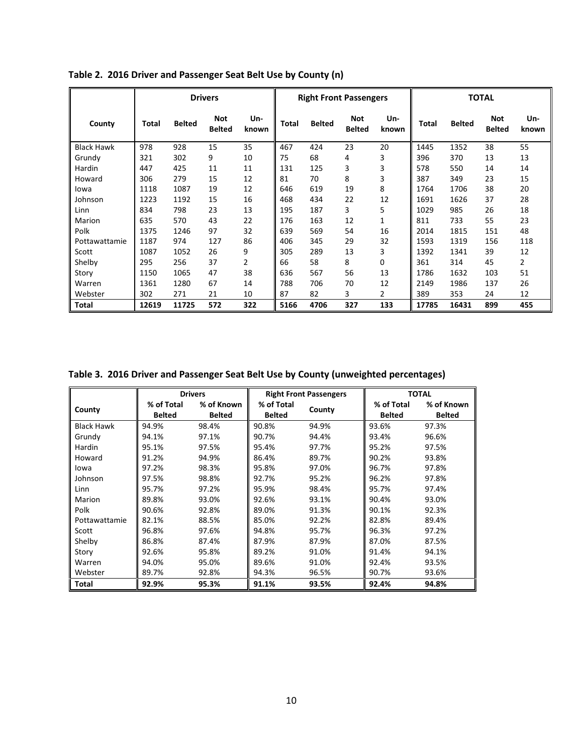**Table 2. 2016 Driver and Passenger Seat Belt Use by County (n)**

| | Drivers | | | | Right Front Passengers | | | | TOTAL | | | |
|---|---|---|---|---|---|---|---|---|---|---|---|---|
| County | Total | Belted | Not Belted | Un-known | Total | Belted | Not Belted | Un-known | Total | Belted | Not Belted | Un-known |
| Black Hawk | 978 | 928 | 15 | 35 | 467 | 424 | 23 | 20 | 1445 | 1352 | 38 | 55 |
| Grundy | 321 | 302 | 9 | 10 | 75 | 68 | 4 | 3 | 396 | 370 | 13 | 13 |
| Hardin | 447 | 425 | 11 | 11 | 131 | 125 | 3 | 3 | 578 | 550 | 14 | 14 |
| Howard | 306 | 279 | 15 | 12 | 81 | 70 | 8 | 3 | 387 | 349 | 23 | 15 |
| Iowa | 1118 | 1087 | 19 | 12 | 646 | 619 | 19 | 8 | 1764 | 1706 | 38 | 20 |
| Johnson | 1223 | 1192 | 15 | 16 | 468 | 434 | 22 | 12 | 1691 | 1626 | 37 | 28 |
| Linn | 834 | 798 | 23 | 13 | 195 | 187 | 3 | 5 | 1029 | 985 | 26 | 18 |
| Marion | 635 | 570 | 43 | 22 | 176 | 163 | 12 | 1 | 811 | 733 | 55 | 23 |
| Polk | 1375 | 1246 | 97 | 32 | 639 | 569 | 54 | 16 | 2014 | 1815 | 151 | 48 |
| Pottawattamie | 1187 | 974 | 127 | 86 | 406 | 345 | 29 | 32 | 1593 | 1319 | 156 | 118 |
| Scott | 1087 | 1052 | 26 | 9 | 305 | 289 | 13 | 3 | 1392 | 1341 | 39 | 12 |
| Shelby | 295 | 256 | 37 | 2 | 66 | 58 | 8 | 0 | 361 | 314 | 45 | 2 |
| Story | 1150 | 1065 | 47 | 38 | 636 | 567 | 56 | 13 | 1786 | 1632 | 103 | 51 |
| Warren | 1361 | 1280 | 67 | 14 | 788 | 706 | 70 | 12 | 2149 | 1986 | 137 | 26 |
| Webster | 302 | 271 | 21 | 10 | 87 | 82 | 3 | 2 | 389 | 353 | 24 | 12 |
| **Total** | **12619** | **11725** | **572** | **322** | **5166** | **4706** | **327** | **133** | **17785** | **16431** | **899** | **455** |

**Table 3. 2016 Driver and Passenger Seat Belt Use by County (unweighted percentages)**

| | Drivers | | Right Front Passengers | | TOTAL | |
|---|---|---|---|---|---|---|
| County | % of Total Belted | % of Known Belted | % of Total Belted | County | % of Total Belted | % of Known Belted |
| Black Hawk | 94.9% | 98.4% | 90.8% | 94.9% | 93.6% | 97.3% |
| Grundy | 94.1% | 97.1% | 90.7% | 94.4% | 93.4% | 96.6% |
| Hardin | 95.1% | 97.5% | 95.4% | 97.7% | 95.2% | 97.5% |
| Howard | 91.2% | 94.9% | 86.4% | 89.7% | 90.2% | 93.8% |
| Iowa | 97.2% | 98.3% | 95.8% | 97.0% | 96.7% | 97.8% |
| Johnson | 97.5% | 98.8% | 92.7% | 95.2% | 96.2% | 97.8% |
| Linn | 95.7% | 97.2% | 95.9% | 98.4% | 95.7% | 97.4% |
| Marion | 89.8% | 93.0% | 92.6% | 93.1% | 90.4% | 93.0% |
| Polk | 90.6% | 92.8% | 89.0% | 91.3% | 90.1% | 92.3% |
| Pottawattamie | 82.1% | 88.5% | 85.0% | 92.2% | 82.8% | 89.4% |
| Scott | 96.8% | 97.6% | 94.8% | 95.7% | 96.3% | 97.2% |
| Shelby | 86.8% | 87.4% | 87.9% | 87.9% | 87.0% | 87.5% |
| Story | 92.6% | 95.8% | 89.2% | 91.0% | 91.4% | 94.1% |
| Warren | 94.0% | 95.0% | 89.6% | 91.0% | 92.4% | 93.5% |
| Webster | 89.7% | 92.8% | 94.3% | 96.5% | 90.7% | 93.6% |
| **Total** | **92.9%** | **95.3%** | **91.1%** | **93.5%** | **92.4%** | **94.8%** |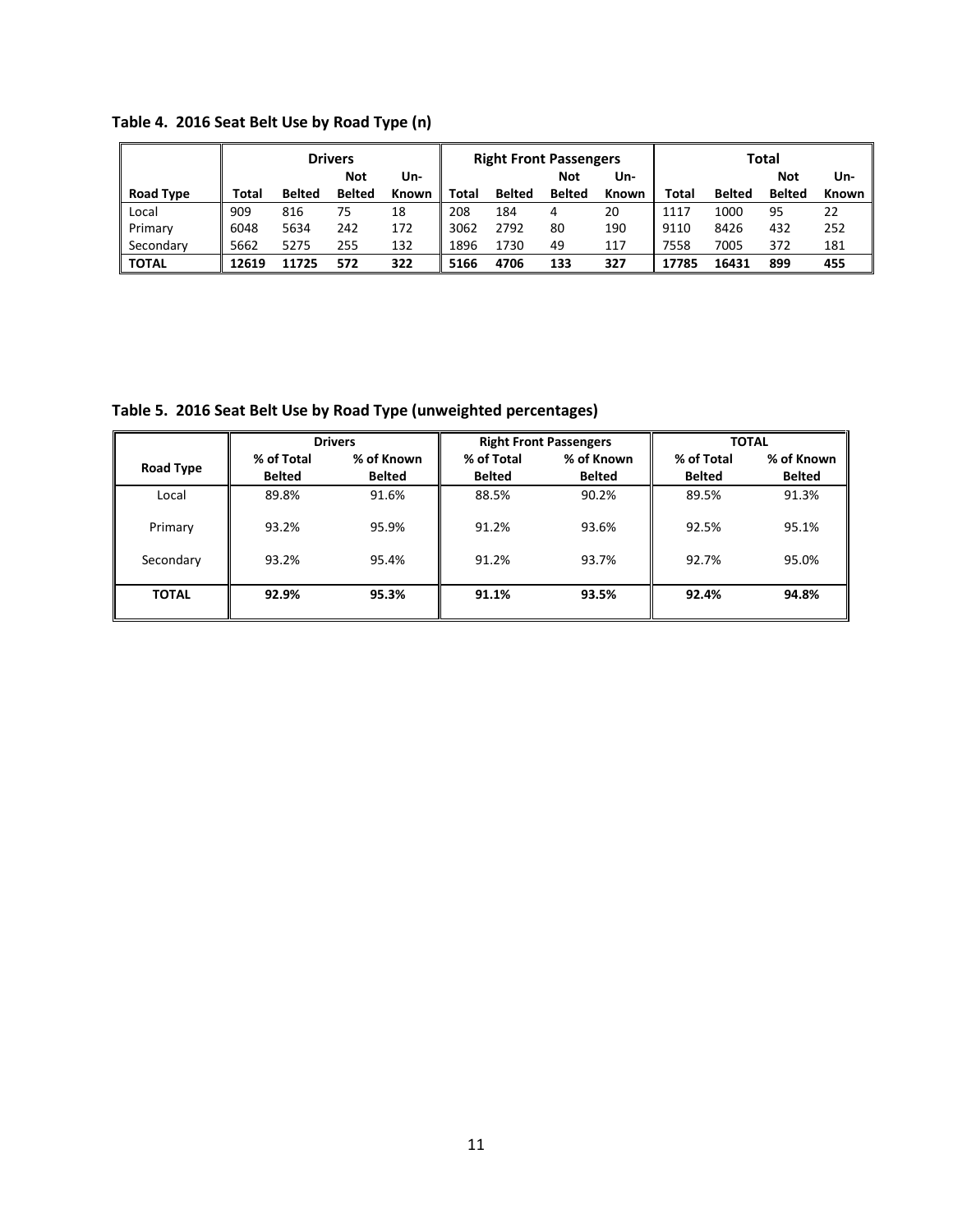**Table 4. 2016 Seat Belt Use by Road Type (n)**

| | Drivers | | | | Right Front Passengers | | | | Total | | | |
|---|---|---|---|---|---|---|---|---|---|---|---|---|
| Road Type | Total | Belted | Not Belted | Un-Known | Total | Belted | Not Belted | Un-Known | Total | Belted | Not Belted | Un-Known |
| Local | 909 | 816 | 75 | 18 | 208 | 184 | 4 | 20 | 1117 | 1000 | 95 | 22 |
| Primary | 6048 | 5634 | 242 | 172 | 3062 | 2792 | 80 | 190 | 9110 | 8426 | 432 | 252 |
| Secondary | 5662 | 5275 | 255 | 132 | 1896 | 1730 | 49 | 117 | 7558 | 7005 | 372 | 181 |
| **TOTAL** | **12619** | **11725** | **572** | **322** | **5166** | **4706** | **133** | **327** | **17785** | **16431** | **899** | **455** |

**Table 5. 2016 Seat Belt Use by Road Type (unweighted percentages)**

| | Drivers | | Right Front Passengers | | TOTAL | |
|---|---|---|---|---|---|---|
| Road Type | % of Total Belted | % of Known Belted | % of Total Belted | % of Known Belted | % of Total Belted | % of Known Belted |
| Local | 89.8% | 91.6% | 88.5% | 90.2% | 89.5% | 91.3% |
| Primary | 93.2% | 95.9% | 91.2% | 93.6% | 92.5% | 95.1% |
| Secondary | 93.2% | 95.4% | 91.2% | 93.7% | 92.7% | 95.0% |
| **TOTAL** | **92.9%** | **95.3%** | **91.1%** | **93.5%** | **92.4%** | **94.8%** |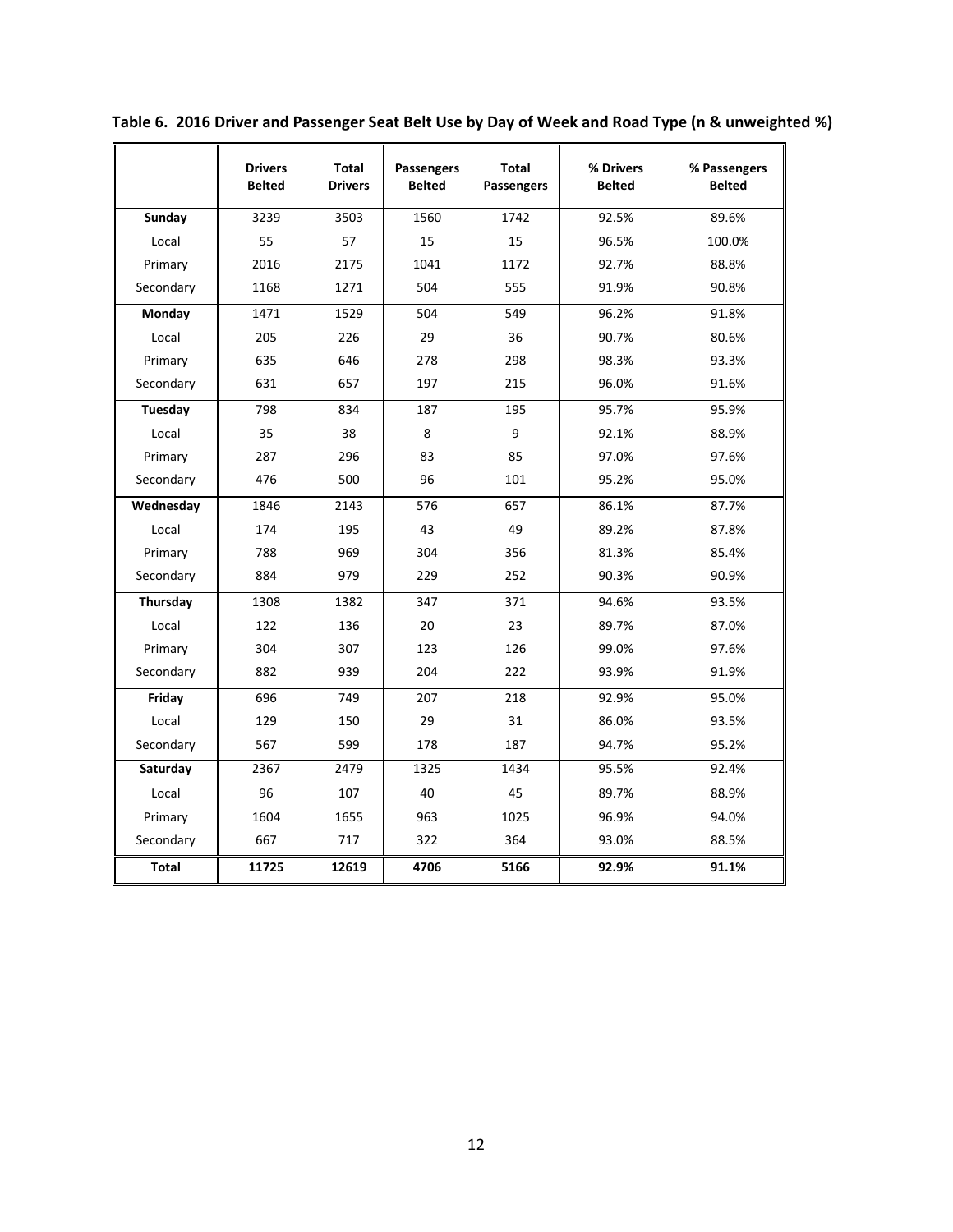**Table 6. 2016 Driver and Passenger Seat Belt Use by Day of Week and Road Type (n & unweighted %)**

| | Drivers Belted | Total Drivers | Passengers Belted | Total Passengers | % Drivers Belted | % Passengers Belted |
|---|---|---|---|---|---|---|
| **Sunday** | 3239 | 3503 | 1560 | 1742 | 92.5% | 89.6% |
| Local | 55 | 57 | 15 | 15 | 96.5% | 100.0% |
| Primary | 2016 | 2175 | 1041 | 1172 | 92.7% | 88.8% |
| Secondary | 1168 | 1271 | 504 | 555 | 91.9% | 90.8% |
| **Monday** | 1471 | 1529 | 504 | 549 | 96.2% | 91.8% |
| Local | 205 | 226 | 29 | 36 | 90.7% | 80.6% |
| Primary | 635 | 646 | 278 | 298 | 98.3% | 93.3% |
| Secondary | 631 | 657 | 197 | 215 | 96.0% | 91.6% |
| **Tuesday** | 798 | 834 | 187 | 195 | 95.7% | 95.9% |
| Local | 35 | 38 | 8 | 9 | 92.1% | 88.9% |
| Primary | 287 | 296 | 83 | 85 | 97.0% | 97.6% |
| Secondary | 476 | 500 | 96 | 101 | 95.2% | 95.0% |
| **Wednesday** | 1846 | 2143 | 576 | 657 | 86.1% | 87.7% |
| Local | 174 | 195 | 43 | 49 | 89.2% | 87.8% |
| Primary | 788 | 969 | 304 | 356 | 81.3% | 85.4% |
| Secondary | 884 | 979 | 229 | 252 | 90.3% | 90.9% |
| **Thursday** | 1308 | 1382 | 347 | 371 | 94.6% | 93.5% |
| Local | 122 | 136 | 20 | 23 | 89.7% | 87.0% |
| Primary | 304 | 307 | 123 | 126 | 99.0% | 97.6% |
| Secondary | 882 | 939 | 204 | 222 | 93.9% | 91.9% |
| **Friday** | 696 | 749 | 207 | 218 | 92.9% | 95.0% |
| Local | 129 | 150 | 29 | 31 | 86.0% | 93.5% |
| Secondary | 567 | 599 | 178 | 187 | 94.7% | 95.2% |
| **Saturday** | 2367 | 2479 | 1325 | 1434 | 95.5% | 92.4% |
| Local | 96 | 107 | 40 | 45 | 89.7% | 88.9% |
| Primary | 1604 | 1655 | 963 | 1025 | 96.9% | 94.0% |
| Secondary | 667 | 717 | 322 | 364 | 93.0% | 88.5% |
| **Total** | **11725** | **12619** | **4706** | **5166** | **92.9%** | **91.1%** |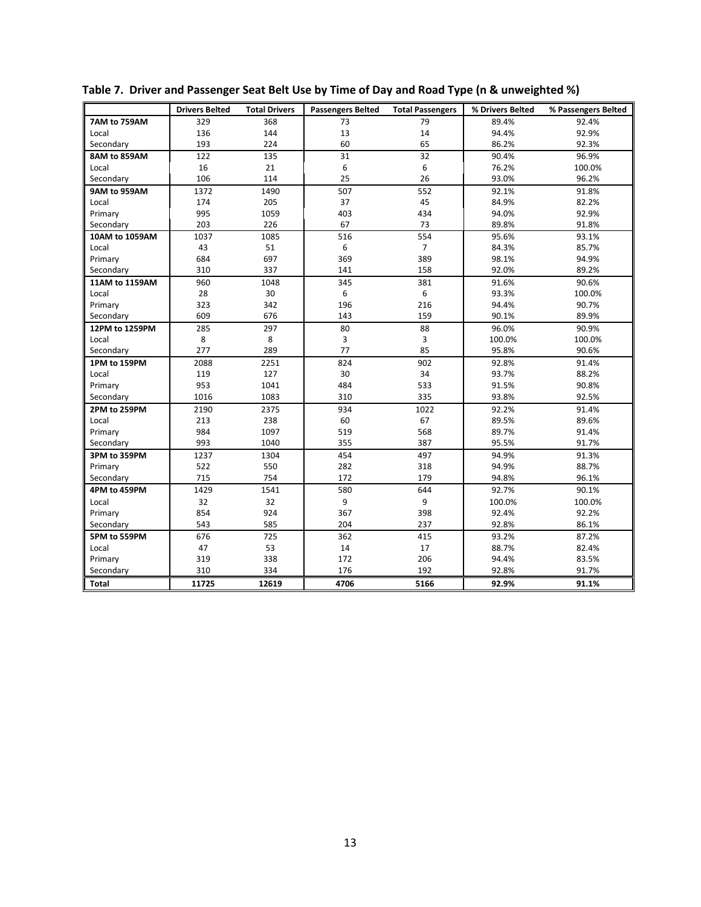**Table 7. Driver and Passenger Seat Belt Use by Time of Day and Road Type (n & unweighted %)**

| | Drivers Belted | Total Drivers | Passengers Belted | Total Passengers | % Drivers Belted | % Passengers Belted |
|---|---|---|---|---|---|---|
| **7AM to 759AM** | 329 | 368 | 73 | 79 | 89.4% | 92.4% |
| Local | 136 | 144 | 13 | 14 | 94.4% | 92.9% |
| Secondary | 193 | 224 | 60 | 65 | 86.2% | 92.3% |
| **8AM to 859AM** | 122 | 135 | 31 | 32 | 90.4% | 96.9% |
| Local | 16 | 21 | 6 | 6 | 76.2% | 100.0% |
| Secondary | 106 | 114 | 25 | 26 | 93.0% | 96.2% |
| **9AM to 959AM** | 1372 | 1490 | 507 | 552 | 92.1% | 91.8% |
| Local | 174 | 205 | 37 | 45 | 84.9% | 82.2% |
| Primary | 995 | 1059 | 403 | 434 | 94.0% | 92.9% |
| Secondary | 203 | 226 | 67 | 73 | 89.8% | 91.8% |
| **10AM to 1059AM** | 1037 | 1085 | 516 | 554 | 95.6% | 93.1% |
| Local | 43 | 51 | 6 | 7 | 84.3% | 85.7% |
| Primary | 684 | 697 | 369 | 389 | 98.1% | 94.9% |
| Secondary | 310 | 337 | 141 | 158 | 92.0% | 89.2% |
| **11AM to 1159AM** | 960 | 1048 | 345 | 381 | 91.6% | 90.6% |
| Local | 28 | 30 | 6 | 6 | 93.3% | 100.0% |
| Primary | 323 | 342 | 196 | 216 | 94.4% | 90.7% |
| Secondary | 609 | 676 | 143 | 159 | 90.1% | 89.9% |
| **12PM to 1259PM** | 285 | 297 | 80 | 88 | 96.0% | 90.9% |
| Local | 8 | 8 | 3 | 3 | 100.0% | 100.0% |
| Secondary | 277 | 289 | 77 | 85 | 95.8% | 90.6% |
| **1PM to 159PM** | 2088 | 2251 | 824 | 902 | 92.8% | 91.4% |
| Local | 119 | 127 | 30 | 34 | 93.7% | 88.2% |
| Primary | 953 | 1041 | 484 | 533 | 91.5% | 90.8% |
| Secondary | 1016 | 1083 | 310 | 335 | 93.8% | 92.5% |
| **2PM to 259PM** | 2190 | 2375 | 934 | 1022 | 92.2% | 91.4% |
| Local | 213 | 238 | 60 | 67 | 89.5% | 89.6% |
| Primary | 984 | 1097 | 519 | 568 | 89.7% | 91.4% |
| Secondary | 993 | 1040 | 355 | 387 | 95.5% | 91.7% |
| **3PM to 359PM** | 1237 | 1304 | 454 | 497 | 94.9% | 91.3% |
| Primary | 522 | 550 | 282 | 318 | 94.9% | 88.7% |
| Secondary | 715 | 754 | 172 | 179 | 94.8% | 96.1% |
| **4PM to 459PM** | 1429 | 1541 | 580 | 644 | 92.7% | 90.1% |
| Local | 32 | 32 | 9 | 9 | 100.0% | 100.0% |
| Primary | 854 | 924 | 367 | 398 | 92.4% | 92.2% |
| Secondary | 543 | 585 | 204 | 237 | 92.8% | 86.1% |
| **5PM to 559PM** | 676 | 725 | 362 | 415 | 93.2% | 87.2% |
| Local | 47 | 53 | 14 | 17 | 88.7% | 82.4% |
| Primary | 319 | 338 | 172 | 206 | 94.4% | 83.5% |
| Secondary | 310 | 334 | 176 | 192 | 92.8% | 91.7% |
| **Total** | **11725** | **12619** | **4706** | **5166** | **92.9%** | **91.1%** |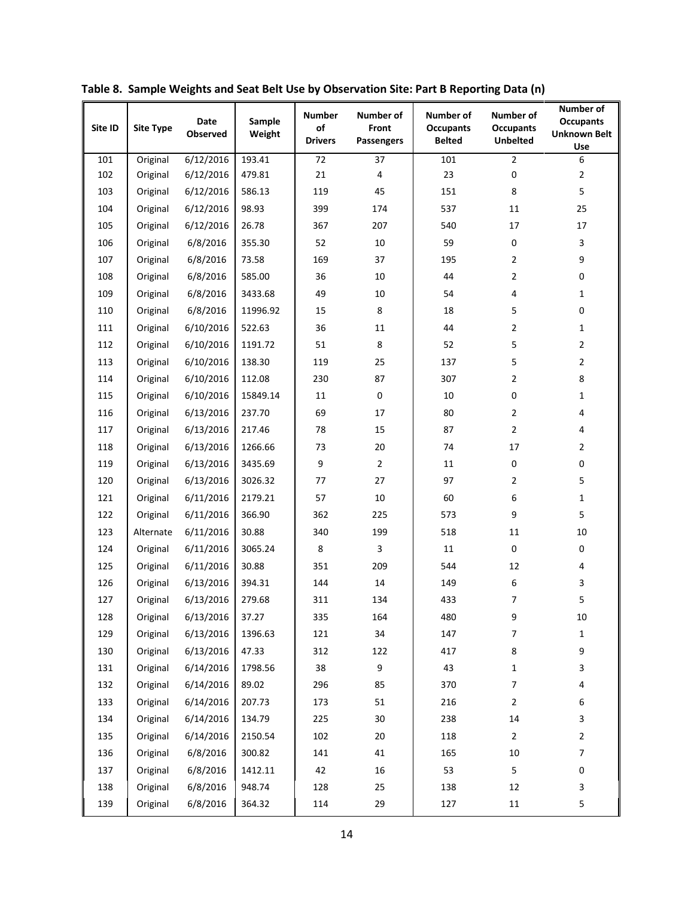**Table 8. Sample Weights and Seat Belt Use by Observation Site: Part B Reporting Data (n)**

| Site ID | Site Type | Date Observed | Sample Weight | Number of Drivers | Number of Front Passengers | Number of Occupants Belted | Number of Occupants Unbelted | Number of Occupants Unknown Belt Use |
|---|---|---|---|---|---|---|---|---|
| 101 | Original | 6/12/2016 | 193.41 | 72 | 37 | 101 | 2 | 6 |
| 102 | Original | 6/12/2016 | 479.81 | 21 | 4 | 23 | 0 | 2 |
| 103 | Original | 6/12/2016 | 586.13 | 119 | 45 | 151 | 8 | 5 |
| 104 | Original | 6/12/2016 | 98.93 | 399 | 174 | 537 | 11 | 25 |
| 105 | Original | 6/12/2016 | 26.78 | 367 | 207 | 540 | 17 | 17 |
| 106 | Original | 6/8/2016 | 355.30 | 52 | 10 | 59 | 0 | 3 |
| 107 | Original | 6/8/2016 | 73.58 | 169 | 37 | 195 | 2 | 9 |
| 108 | Original | 6/8/2016 | 585.00 | 36 | 10 | 44 | 2 | 0 |
| 109 | Original | 6/8/2016 | 3433.68 | 49 | 10 | 54 | 4 | 1 |
| 110 | Original | 6/8/2016 | 11996.92 | 15 | 8 | 18 | 5 | 0 |
| 111 | Original | 6/10/2016 | 522.63 | 36 | 11 | 44 | 2 | 1 |
| 112 | Original | 6/10/2016 | 1191.72 | 51 | 8 | 52 | 5 | 2 |
| 113 | Original | 6/10/2016 | 138.30 | 119 | 25 | 137 | 5 | 2 |
| 114 | Original | 6/10/2016 | 112.08 | 230 | 87 | 307 | 2 | 8 |
| 115 | Original | 6/10/2016 | 15849.14 | 11 | 0 | 10 | 0 | 1 |
| 116 | Original | 6/13/2016 | 237.70 | 69 | 17 | 80 | 2 | 4 |
| 117 | Original | 6/13/2016 | 217.46 | 78 | 15 | 87 | 2 | 4 |
| 118 | Original | 6/13/2016 | 1266.66 | 73 | 20 | 74 | 17 | 2 |
| 119 | Original | 6/13/2016 | 3435.69 | 9 | 2 | 11 | 0 | 0 |
| 120 | Original | 6/13/2016 | 3026.32 | 77 | 27 | 97 | 2 | 5 |
| 121 | Original | 6/11/2016 | 2179.21 | 57 | 10 | 60 | 6 | 1 |
| 122 | Original | 6/11/2016 | 366.90 | 362 | 225 | 573 | 9 | 5 |
| 123 | Alternate | 6/11/2016 | 30.88 | 340 | 199 | 518 | 11 | 10 |
| 124 | Original | 6/11/2016 | 3065.24 | 8 | 3 | 11 | 0 | 0 |
| 125 | Original | 6/11/2016 | 30.88 | 351 | 209 | 544 | 12 | 4 |
| 126 | Original | 6/13/2016 | 394.31 | 144 | 14 | 149 | 6 | 3 |
| 127 | Original | 6/13/2016 | 279.68 | 311 | 134 | 433 | 7 | 5 |
| 128 | Original | 6/13/2016 | 37.27 | 335 | 164 | 480 | 9 | 10 |
| 129 | Original | 6/13/2016 | 1396.63 | 121 | 34 | 147 | 7 | 1 |
| 130 | Original | 6/13/2016 | 47.33 | 312 | 122 | 417 | 8 | 9 |
| 131 | Original | 6/14/2016 | 1798.56 | 38 | 9 | 43 | 1 | 3 |
| 132 | Original | 6/14/2016 | 89.02 | 296 | 85 | 370 | 7 | 4 |
| 133 | Original | 6/14/2016 | 207.73 | 173 | 51 | 216 | 2 | 6 |
| 134 | Original | 6/14/2016 | 134.79 | 225 | 30 | 238 | 14 | 3 |
| 135 | Original | 6/14/2016 | 2150.54 | 102 | 20 | 118 | 2 | 2 |
| 136 | Original | 6/8/2016 | 300.82 | 141 | 41 | 165 | 10 | 7 |
| 137 | Original | 6/8/2016 | 1412.11 | 42 | 16 | 53 | 5 | 0 |
| 138 | Original | 6/8/2016 | 948.74 | 128 | 25 | 138 | 12 | 3 |
| 139 | Original | 6/8/2016 | 364.32 | 114 | 29 | 127 | 11 | 5 |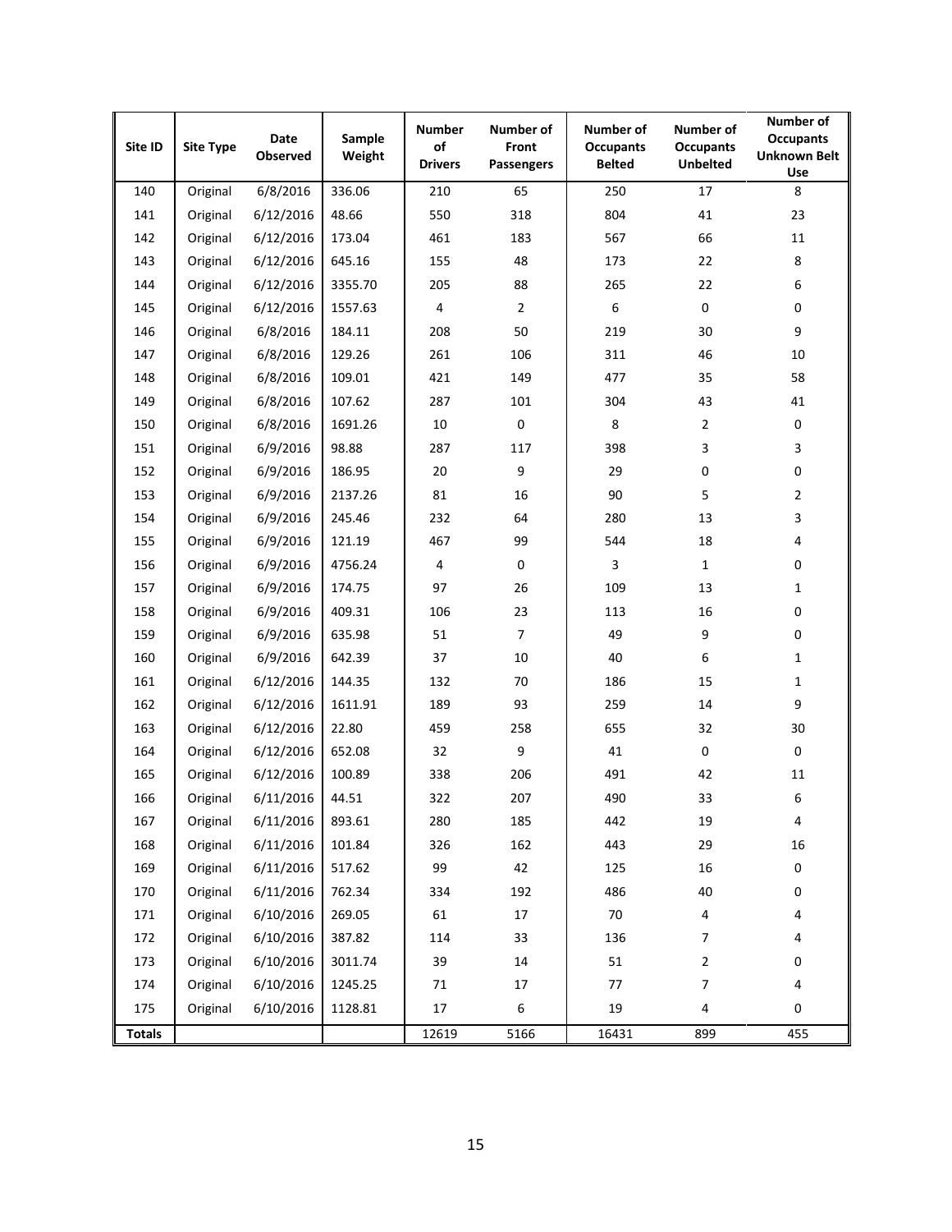| Site ID | Site Type | Date Observed | Sample Weight | Number of Drivers | Number of Front Passengers | Number of Occupants Belted | Number of Occupants Unbelted | Number of Occupants Unknown Belt Use |
|---|---|---|---|---|---|---|---|---|
| 140 | Original | 6/8/2016 | 336.06 | 210 | 65 | 250 | 17 | 8 |
| 141 | Original | 6/12/2016 | 48.66 | 550 | 318 | 804 | 41 | 23 |
| 142 | Original | 6/12/2016 | 173.04 | 461 | 183 | 567 | 66 | 11 |
| 143 | Original | 6/12/2016 | 645.16 | 155 | 48 | 173 | 22 | 8 |
| 144 | Original | 6/12/2016 | 3355.70 | 205 | 88 | 265 | 22 | 6 |
| 145 | Original | 6/12/2016 | 1557.63 | 4 | 2 | 6 | 0 | 0 |
| 146 | Original | 6/8/2016 | 184.11 | 208 | 50 | 219 | 30 | 9 |
| 147 | Original | 6/8/2016 | 129.26 | 261 | 106 | 311 | 46 | 10 |
| 148 | Original | 6/8/2016 | 109.01 | 421 | 149 | 477 | 35 | 58 |
| 149 | Original | 6/8/2016 | 107.62 | 287 | 101 | 304 | 43 | 41 |
| 150 | Original | 6/8/2016 | 1691.26 | 10 | 0 | 8 | 2 | 0 |
| 151 | Original | 6/9/2016 | 98.88 | 287 | 117 | 398 | 3 | 3 |
| 152 | Original | 6/9/2016 | 186.95 | 20 | 9 | 29 | 0 | 0 |
| 153 | Original | 6/9/2016 | 2137.26 | 81 | 16 | 90 | 5 | 2 |
| 154 | Original | 6/9/2016 | 245.46 | 232 | 64 | 280 | 13 | 3 |
| 155 | Original | 6/9/2016 | 121.19 | 467 | 99 | 544 | 18 | 4 |
| 156 | Original | 6/9/2016 | 4756.24 | 4 | 0 | 3 | 1 | 0 |
| 157 | Original | 6/9/2016 | 174.75 | 97 | 26 | 109 | 13 | 1 |
| 158 | Original | 6/9/2016 | 409.31 | 106 | 23 | 113 | 16 | 0 |
| 159 | Original | 6/9/2016 | 635.98 | 51 | 7 | 49 | 9 | 0 |
| 160 | Original | 6/9/2016 | 642.39 | 37 | 10 | 40 | 6 | 1 |
| 161 | Original | 6/12/2016 | 144.35 | 132 | 70 | 186 | 15 | 1 |
| 162 | Original | 6/12/2016 | 1611.91 | 189 | 93 | 259 | 14 | 9 |
| 163 | Original | 6/12/2016 | 22.80 | 459 | 258 | 655 | 32 | 30 |
| 164 | Original | 6/12/2016 | 652.08 | 32 | 9 | 41 | 0 | 0 |
| 165 | Original | 6/12/2016 | 100.89 | 338 | 206 | 491 | 42 | 11 |
| 166 | Original | 6/11/2016 | 44.51 | 322 | 207 | 490 | 33 | 6 |
| 167 | Original | 6/11/2016 | 893.61 | 280 | 185 | 442 | 19 | 4 |
| 168 | Original | 6/11/2016 | 101.84 | 326 | 162 | 443 | 29 | 16 |
| 169 | Original | 6/11/2016 | 517.62 | 99 | 42 | 125 | 16 | 0 |
| 170 | Original | 6/11/2016 | 762.34 | 334 | 192 | 486 | 40 | 0 |
| 171 | Original | 6/10/2016 | 269.05 | 61 | 17 | 70 | 4 | 4 |
| 172 | Original | 6/10/2016 | 387.82 | 114 | 33 | 136 | 7 | 4 |
| 173 | Original | 6/10/2016 | 3011.74 | 39 | 14 | 51 | 2 | 0 |
| 174 | Original | 6/10/2016 | 1245.25 | 71 | 17 | 77 | 7 | 4 |
| 175 | Original | 6/10/2016 | 1128.81 | 17 | 6 | 19 | 4 | 0 |
| **Totals** | | | | 12619 | 5166 | 16431 | 899 | 455 |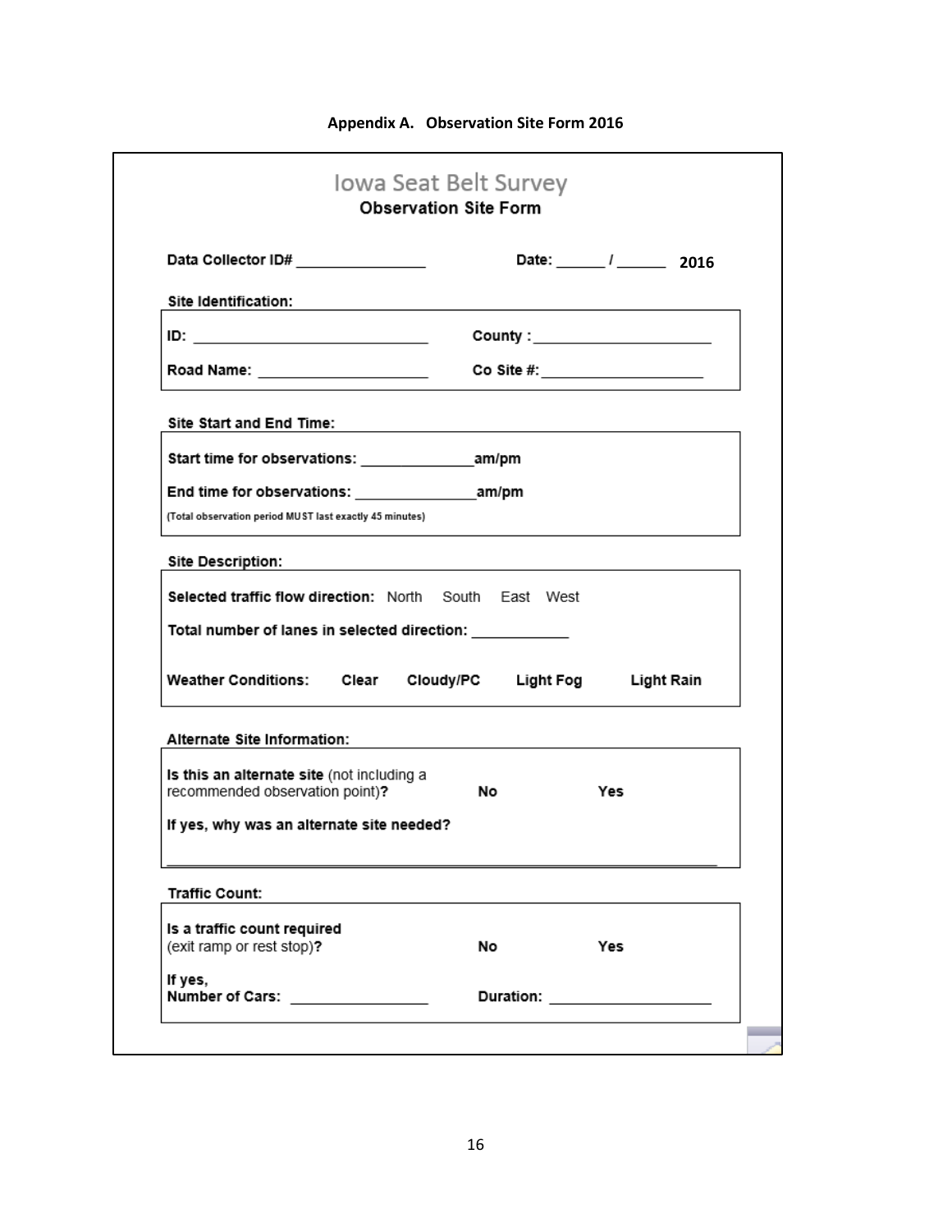**Appendix A. Observation Site Form 2016**

# Iowa Seat Belt Survey

**Observation Site Form**

**Data Collector ID#** ________________ **Date:** ______ / ______ **2016**

**Site Identification:**

**ID:** ____________________________ **County :** ______________________

**Road Name:** ____________________ **Co Site #:** ____________________

**Site Start and End Time:**

**Start time for observations:** ______________**am/pm**

**End time for observations:** _______________**am/pm**

(Total observation period MUST last exactly 45 minutes)

**Site Description:**

**Selected traffic flow direction:** North South East West

**Total number of lanes in selected direction:** ____________

**Weather Conditions:** **Clear** **Cloudy/PC** **Light Fog** **Light Rain**

**Alternate Site Information:**

**Is this an alternate site** (not including a recommended observation point)**?** **No** **Yes**

**If yes, why was an alternate site needed?**

______________________________________________________________________

**Traffic Count:**

**Is a traffic count required** (exit ramp or rest stop)**?** **No** **Yes**

**If yes,**
**Number of Cars:** ________________ **Duration:** ___________________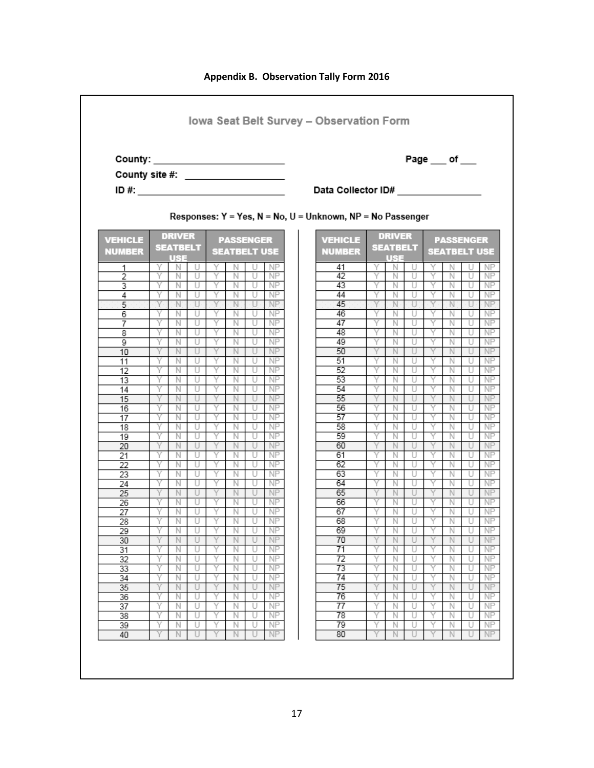## Appendix B. Observation Tally Form 2016

### Iowa Seat Belt Survey – Observation Form

County: ______________________ Page ___ of ___

County site #: ________________

ID #: ________________________ Data Collector ID# ______________

Responses: Y = Yes, N = No, U = Unknown, NP = No Passenger

| VEHICLE NUMBER | DRIVER SEATBELT USE | | | PASSENGER SEATBELT USE | | | |
|---|---|---|---|---|---|---|---|
| 1 | Y | N | U | Y | N | U | NP |
| 2 | Y | N | U | Y | N | U | NP |
| 3 | Y | N | U | Y | N | U | NP |
| 4 | Y | N | U | Y | N | U | NP |
| 5 | Y | N | U | Y | N | U | NP |
| 6 | Y | N | U | Y | N | U | NP |
| 7 | Y | N | U | Y | N | U | NP |
| 8 | Y | N | U | Y | N | U | NP |
| 9 | Y | N | U | Y | N | U | NP |
| 10 | Y | N | U | Y | N | U | NP |
| 11 | Y | N | U | Y | N | U | NP |
| 12 | Y | N | U | Y | N | U | NP |
| 13 | Y | N | U | Y | N | U | NP |
| 14 | Y | N | U | Y | N | U | NP |
| 15 | Y | N | U | Y | N | U | NP |
| 16 | Y | N | U | Y | N | U | NP |
| 17 | Y | N | U | Y | N | U | NP |
| 18 | Y | N | U | Y | N | U | NP |
| 19 | Y | N | U | Y | N | U | NP |
| 20 | Y | N | U | Y | N | U | NP |
| 21 | Y | N | U | Y | N | U | NP |
| 22 | Y | N | U | Y | N | U | NP |
| 23 | Y | N | U | Y | N | U | NP |
| 24 | Y | N | U | Y | N | U | NP |
| 25 | Y | N | U | Y | N | U | NP |
| 26 | Y | N | U | Y | N | U | NP |
| 27 | Y | N | U | Y | N | U | NP |
| 28 | Y | N | U | Y | N | U | NP |
| 29 | Y | N | U | Y | N | U | NP |
| 30 | Y | N | U | Y | N | U | NP |
| 31 | Y | N | U | Y | N | U | NP |
| 32 | Y | N | U | Y | N | U | NP |
| 33 | Y | N | U | Y | N | U | NP |
| 34 | Y | N | U | Y | N | U | NP |
| 35 | Y | N | U | Y | N | U | NP |
| 36 | Y | N | U | Y | N | U | NP |
| 37 | Y | N | U | Y | N | U | NP |
| 38 | Y | N | U | Y | N | U | NP |
| 39 | Y | N | U | Y | N | U | NP |
| 40 | Y | N | U | Y | N | U | NP |

| VEHICLE NUMBER | DRIVER SEATBELT USE | | | PASSENGER SEATBELT USE | | | |
|---|---|---|---|---|---|---|---|
| 41 | Y | N | U | Y | N | U | NP |
| 42 | Y | N | U | Y | N | U | NP |
| 43 | Y | N | U | Y | N | U | NP |
| 44 | Y | N | U | Y | N | U | NP |
| 45 | Y | N | U | Y | N | U | NP |
| 46 | Y | N | U | Y | N | U | NP |
| 47 | Y | N | U | Y | N | U | NP |
| 48 | Y | N | U | Y | N | U | NP |
| 49 | Y | N | U | Y | N | U | NP |
| 50 | Y | N | U | Y | N | U | NP |
| 51 | Y | N | U | Y | N | U | NP |
| 52 | Y | N | U | Y | N | U | NP |
| 53 | Y | N | U | Y | N | U | NP |
| 54 | Y | N | U | Y | N | U | NP |
| 55 | Y | N | U | Y | N | U | NP |
| 56 | Y | N | U | Y | N | U | NP |
| 57 | Y | N | U | Y | N | U | NP |
| 58 | Y | N | U | Y | N | U | NP |
| 59 | Y | N | U | Y | N | U | NP |
| 60 | Y | N | U | Y | N | U | NP |
| 61 | Y | N | U | Y | N | U | NP |
| 62 | Y | N | U | Y | N | U | NP |
| 63 | Y | N | U | Y | N | U | NP |
| 64 | Y | N | U | Y | N | U | NP |
| 65 | Y | N | U | Y | N | U | NP |
| 66 | Y | N | U | Y | N | U | NP |
| 67 | Y | N | U | Y | N | U | NP |
| 68 | Y | N | U | Y | N | U | NP |
| 69 | Y | N | U | Y | N | U | NP |
| 70 | Y | N | U | Y | N | U | NP |
| 71 | Y | N | U | Y | N | U | NP |
| 72 | Y | N | U | Y | N | U | NP |
| 73 | Y | N | U | Y | N | U | NP |
| 74 | Y | N | U | Y | N | U | NP |
| 75 | Y | N | U | Y | N | U | NP |
| 76 | Y | N | U | Y | N | U | NP |
| 77 | Y | N | U | Y | N | U | NP |
| 78 | Y | N | U | Y | N | U | NP |
| 79 | Y | N | U | Y | N | U | NP |
| 80 | Y | N | U | Y | N | U | NP |